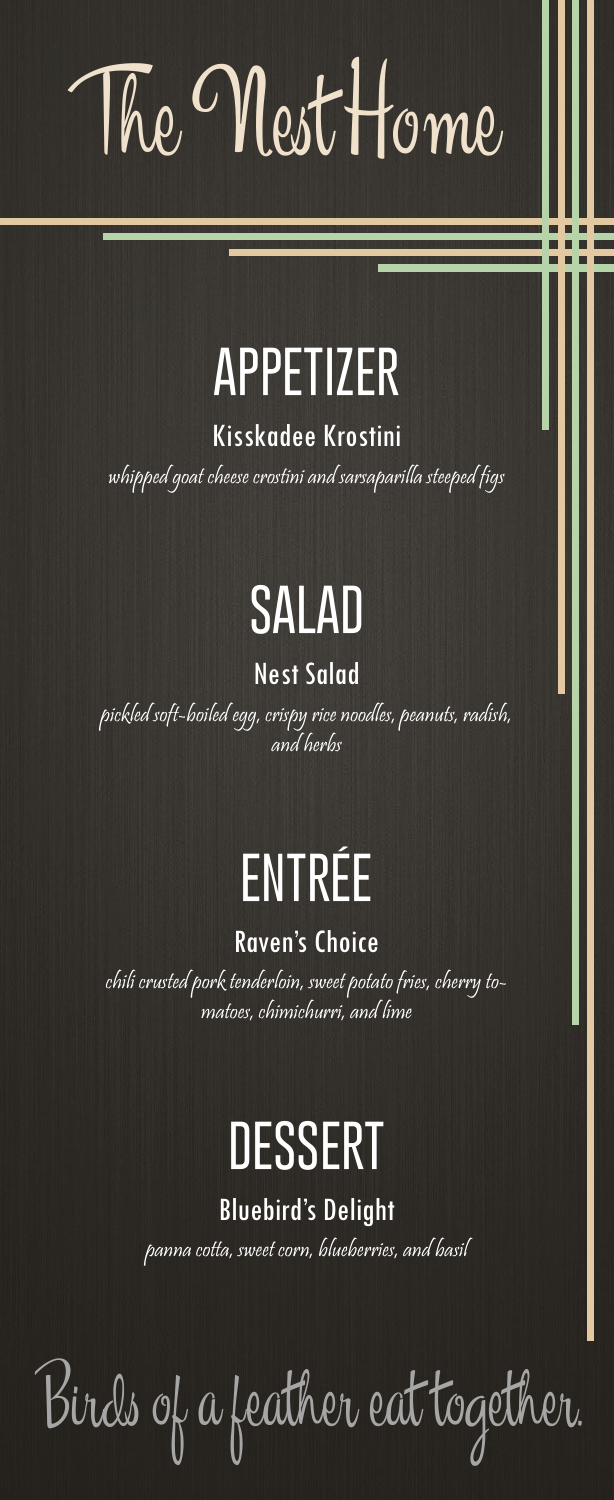# The Nest Home

## APPETIZER

### Kisskadee Krostini

*whipped goat cheese crostini and sarsaparilla steeped figs*

## SALAD

### Nest Salad

*pickled soft-boiled egg, crispy rice noodles, peanuts, radish, and herbs*

## ENTRÉE

### Raven's Choice

*chili crusted pork tenderloin, sweet potato fries, cherry tomatoes, chimichurri, and lime*

## DESSERT

### Bluebird's Delight

*panna cotta, sweet corn, blueberries, and basil*

Birds of a feather eat together.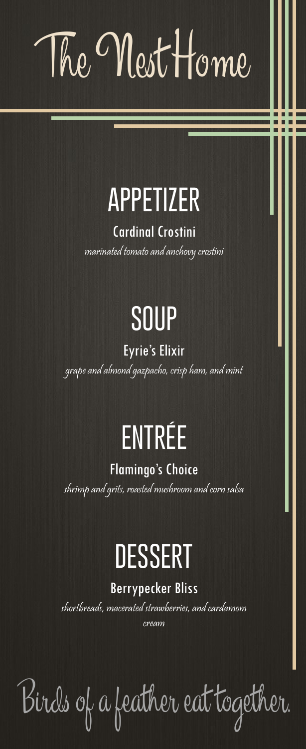# The Nest Home

## APPETIZER

### Cardinal Crostini

*marinated tomato and anchovy crostini*

## SOUP

### Eyrie's Elixir

*grape and almond gazpacho, crisp ham, and mint*

## ENTRÉE

### Flamingo's Choice

*shrimp and grits, roasted mushroom and corn salsa*

## DESSERT

### Berrypecker Bliss

*shortbreads, macerated strawberries, and cardamom cream*

Birds of a feather eat together.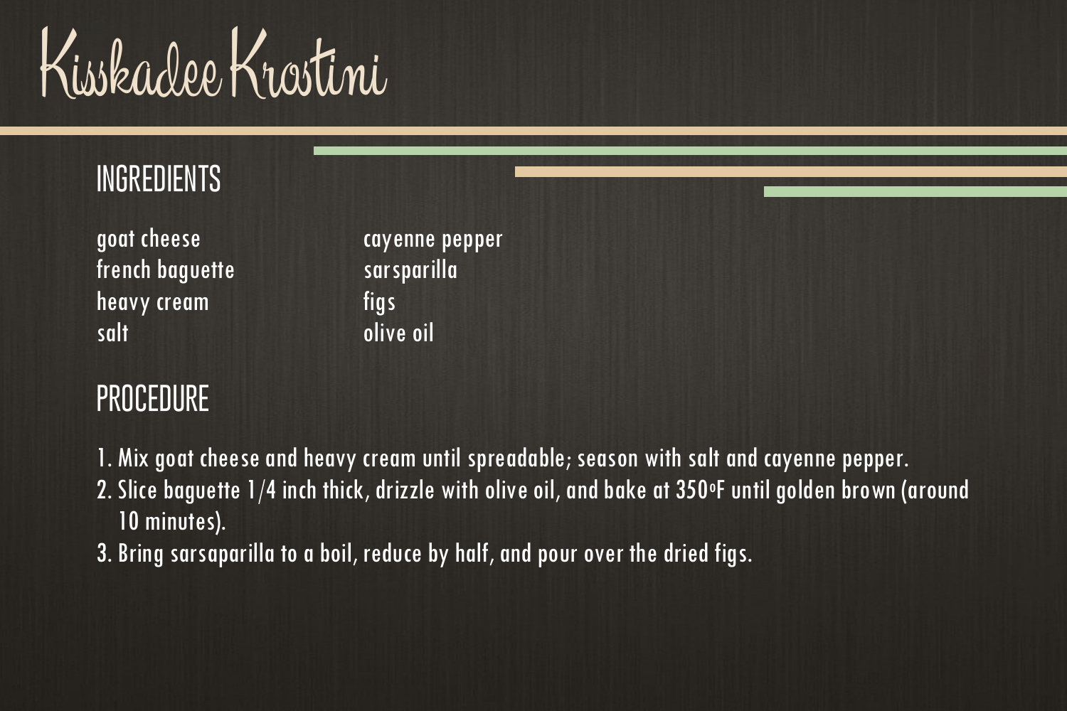# Kisskadee Krostini

## INGREDIENTS

goat cheese
french baguette
heavy cream
salt
cayenne pepper
sarsparilla
figs
olive oil

## PROCEDURE

1. Mix goat cheese and heavy cream until spreadable; season with salt and cayenne pepper.
2. Slice baguette 1/4 inch thick, drizzle with olive oil, and bake at 350ºF until golden brown (around 10 minutes).
3. Bring sarsaparilla to a boil, reduce by half, and pour over the dried figs.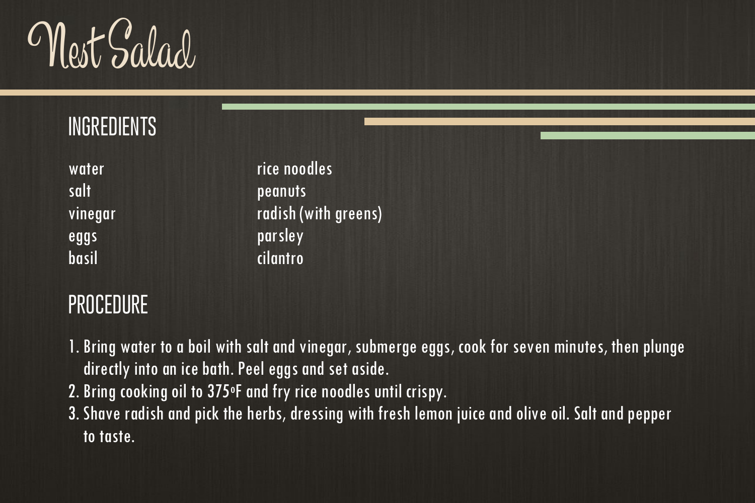# Nest Salad

## INGREDIENTS

- water
- salt
- vinegar
- eggs
- basil
- rice noodles
- peanuts
- radish (with greens)
- parsley
- cilantro

## PROCEDURE

1. Bring water to a boil with salt and vinegar, submerge eggs, cook for seven minutes, then plunge directly into an ice bath. Peel eggs and set aside.
2. Bring cooking oil to 375ºF and fry rice noodles until crispy.
3. Shave radish and pick the herbs, dressing with fresh lemon juice and olive oil. Salt and pepper to taste.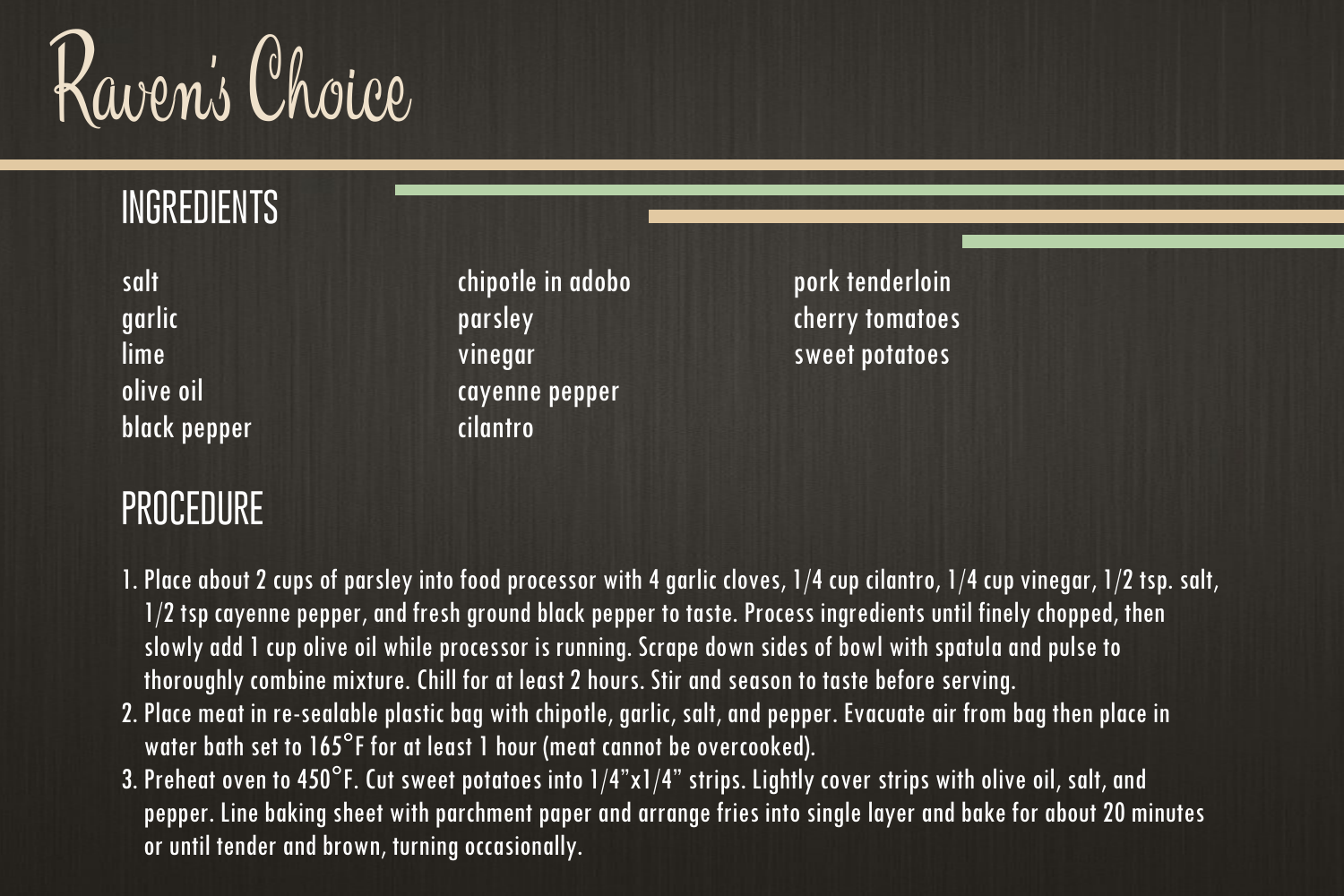# Raven's Choice

## INGREDIENTS

salt
garlic
lime
olive oil
black pepper
chipotle in adobo
parsley
vinegar
cayenne pepper
cilantro
pork tenderloin
cherry tomatoes
sweet potatoes

## PROCEDURE

1. Place about 2 cups of parsley into food processor with 4 garlic cloves, 1/4 cup cilantro, 1/4 cup vinegar, 1/2 tsp. salt, 1/2 tsp cayenne pepper, and fresh ground black pepper to taste. Process ingredients until finely chopped, then slowly add 1 cup olive oil while processor is running. Scrape down sides of bowl with spatula and pulse to thoroughly combine mixture. Chill for at least 2 hours. Stir and season to taste before serving.
2. Place meat in re-sealable plastic bag with chipotle, garlic, salt, and pepper. Evacuate air from bag then place in water bath set to 165°F for at least 1 hour (meat cannot be overcooked).
3. Preheat oven to 450°F. Cut sweet potatoes into 1/4"x1/4" strips. Lightly cover strips with olive oil, salt, and pepper. Line baking sheet with parchment paper and arrange fries into single layer and bake for about 20 minutes or until tender and brown, turning occasionally.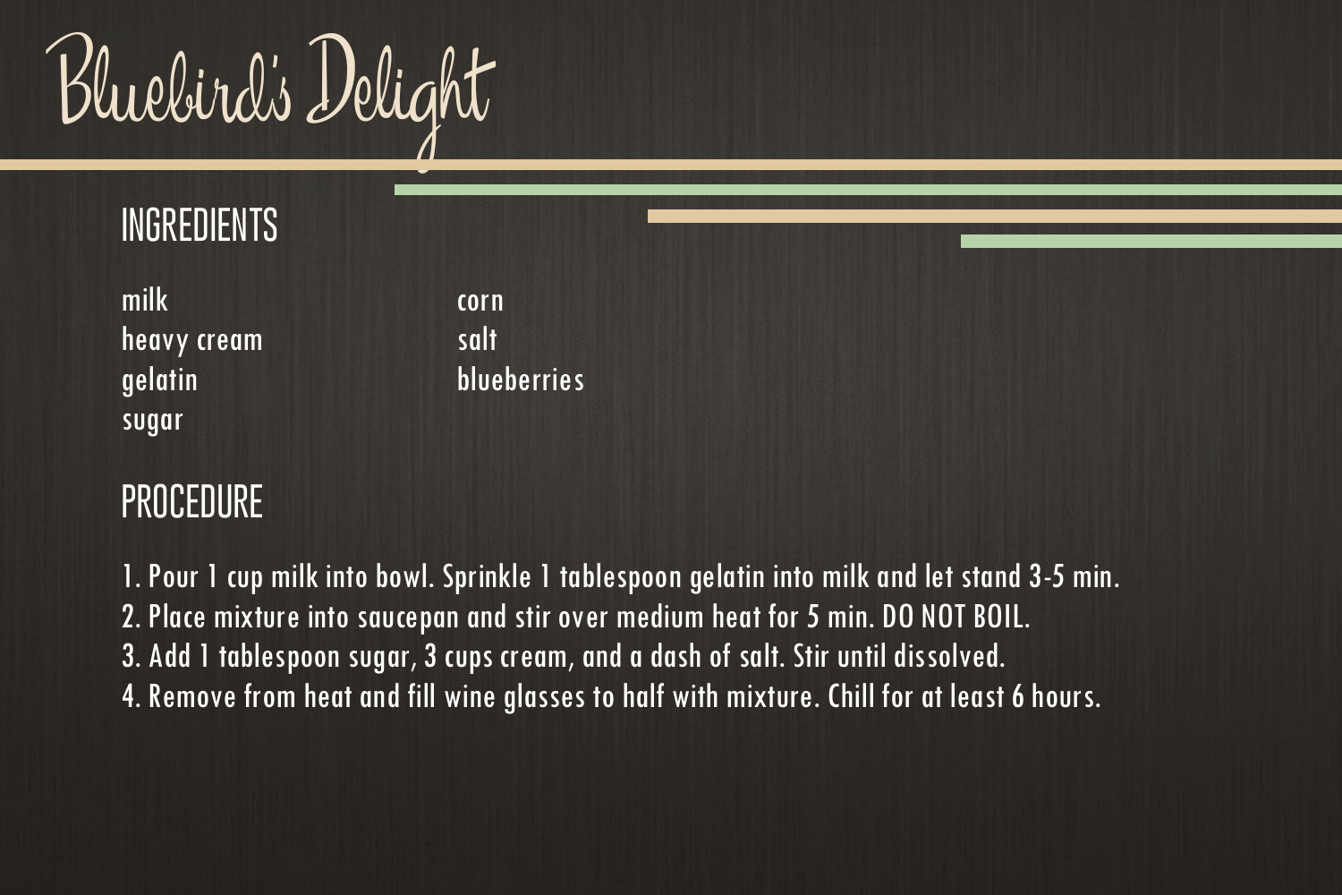# Bluebird's Delight

## INGREDIENTS

- milk
- heavy cream
- gelatin
- sugar
- corn
- salt
- blueberries

## PROCEDURE

1. Pour 1 cup milk into bowl. Sprinkle 1 tablespoon gelatin into milk and let stand 3-5 min.
2. Place mixture into saucepan and stir over medium heat for 5 min. DO NOT BOIL.
3. Add 1 tablespoon sugar, 3 cups cream, and a dash of salt. Stir until dissolved.
4. Remove from heat and fill wine glasses to half with mixture. Chill for at least 6 hours.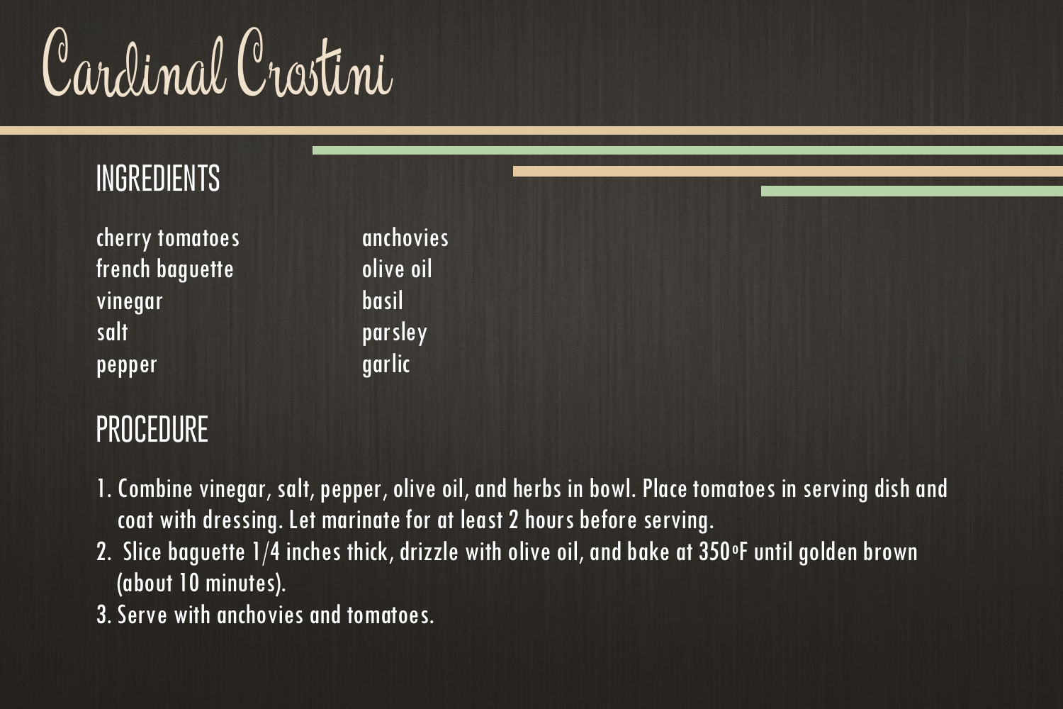# Cardinal Crostini

## INGREDIENTS

- cherry tomatoes
- french baguette
- vinegar
- salt
- pepper
- anchovies
- olive oil
- basil
- parsley
- garlic

## PROCEDURE

1. Combine vinegar, salt, pepper, olive oil, and herbs in bowl. Place tomatoes in serving dish and coat with dressing. Let marinate for at least 2 hours before serving.
2. Slice baguette 1/4 inches thick, drizzle with olive oil, and bake at 350°F until golden brown (about 10 minutes).
3. Serve with anchovies and tomatoes.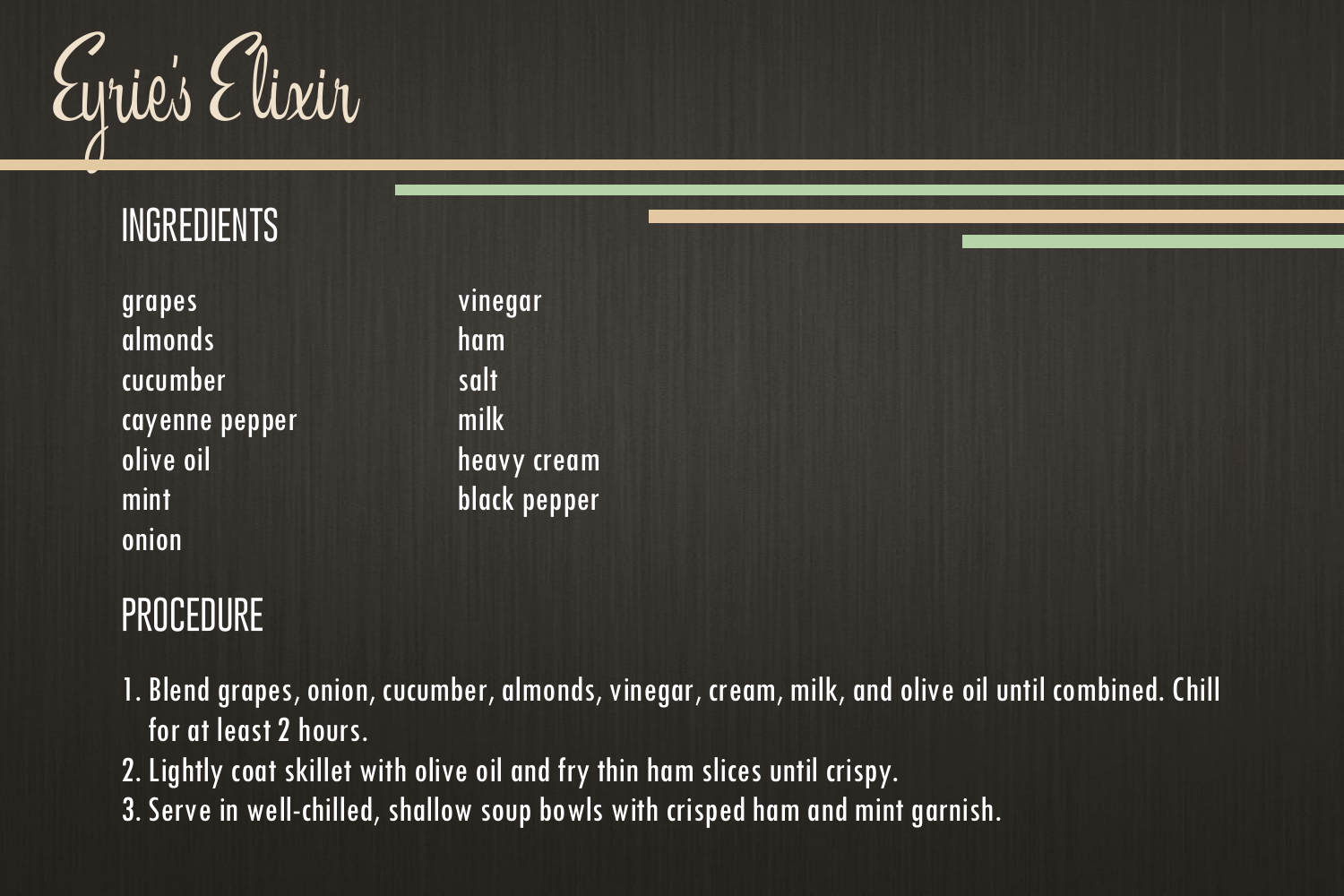# Eyrie's Elixir

## INGREDIENTS

- grapes
- almonds
- cucumber
- cayenne pepper
- olive oil
- mint
- onion
- vinegar
- ham
- salt
- milk
- heavy cream
- black pepper

## PROCEDURE

1. Blend grapes, onion, cucumber, almonds, vinegar, cream, milk, and olive oil until combined. Chill for at least 2 hours.
2. Lightly coat skillet with olive oil and fry thin ham slices until crispy.
3. Serve in well-chilled, shallow soup bowls with crisped ham and mint garnish.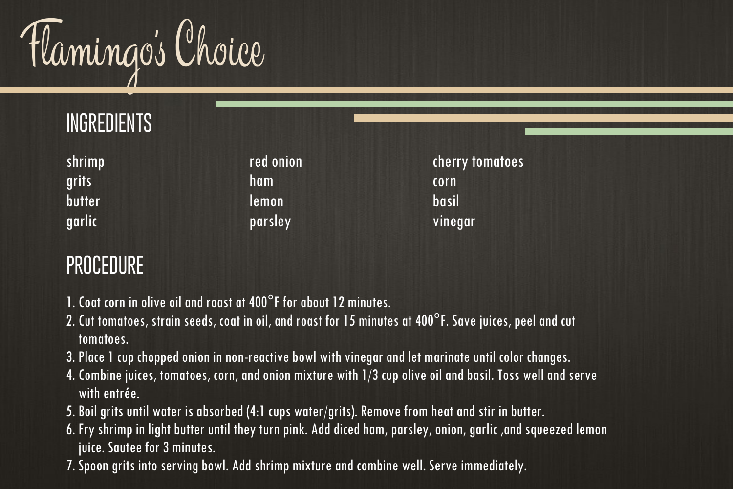# Flamingo's Choice

## INGREDIENTS

shrimp
grits
butter
garlic
red onion
ham
lemon
parsley
cherry tomatoes
corn
basil
vinegar

## PROCEDURE

1. Coat corn in olive oil and roast at 400°F for about 12 minutes.
2. Cut tomatoes, strain seeds, coat in oil, and roast for 15 minutes at 400°F. Save juices, peel and cut tomatoes.
3. Place 1 cup chopped onion in non-reactive bowl with vinegar and let marinate until color changes.
4. Combine juices, tomatoes, corn, and onion mixture with 1/3 cup olive oil and basil. Toss well and serve with entrée.
5. Boil grits until water is absorbed (4:1 cups water/grits). Remove from heat and stir in butter.
6. Fry shrimp in light butter until they turn pink. Add diced ham, parsley, onion, garlic ,and squeezed lemon juice. Sautee for 3 minutes.
7. Spoon grits into serving bowl. Add shrimp mixture and combine well. Serve immediately.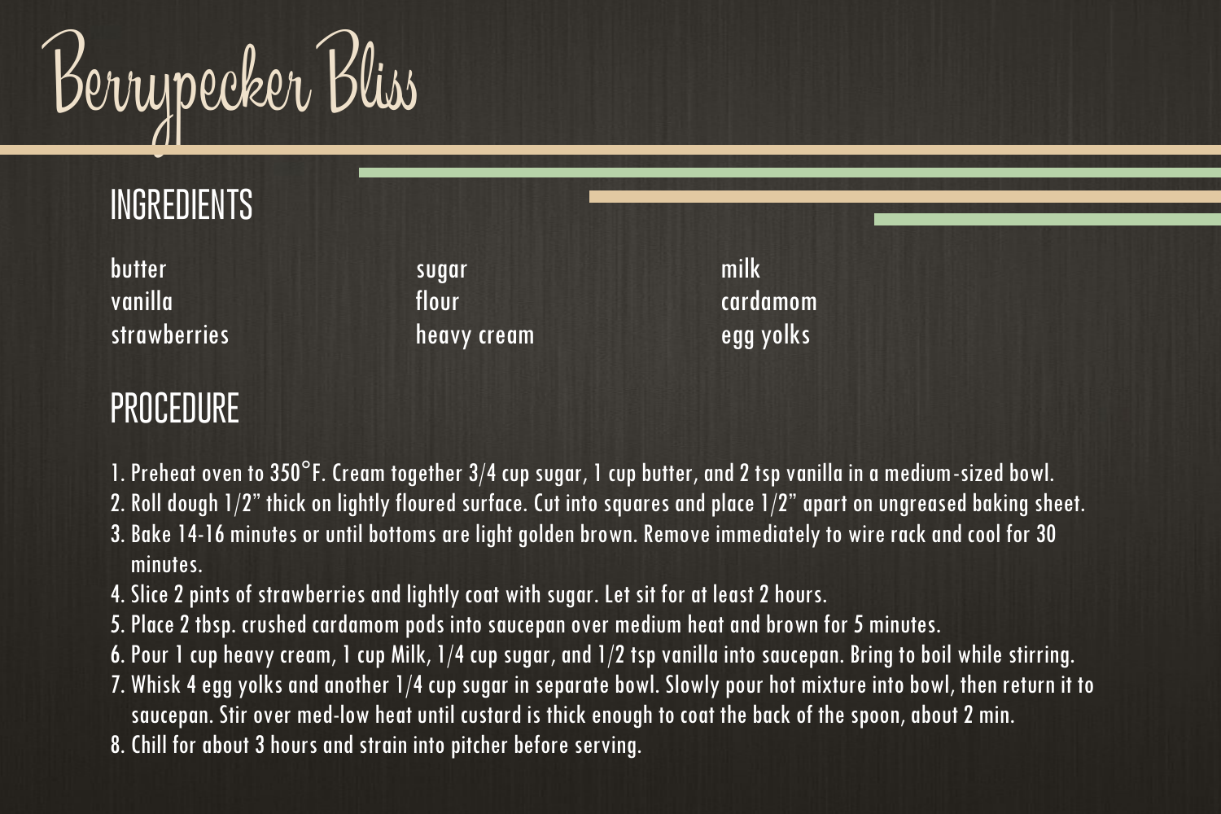# Berrypecker Bliss

## INGREDIENTS

butter
vanilla
strawberries
sugar
flour
heavy cream
milk
cardamom
egg yolks

## PROCEDURE

1. Preheat oven to 350°F. Cream together 3/4 cup sugar, 1 cup butter, and 2 tsp vanilla in a medium-sized bowl.
2. Roll dough 1/2" thick on lightly floured surface. Cut into squares and place 1/2" apart on ungreased baking sheet.
3. Bake 14-16 minutes or until bottoms are light golden brown. Remove immediately to wire rack and cool for 30 minutes.
4. Slice 2 pints of strawberries and lightly coat with sugar. Let sit for at least 2 hours.
5. Place 2 tbsp. crushed cardamom pods into saucepan over medium heat and brown for 5 minutes.
6. Pour 1 cup heavy cream, 1 cup Milk, 1/4 cup sugar, and 1/2 tsp vanilla into saucepan. Bring to boil while stirring.
7. Whisk 4 egg yolks and another 1/4 cup sugar in separate bowl. Slowly pour hot mixture into bowl, then return it to saucepan. Stir over med-low heat until custard is thick enough to coat the back of the spoon, about 2 min.
8. Chill for about 3 hours and strain into pitcher before serving.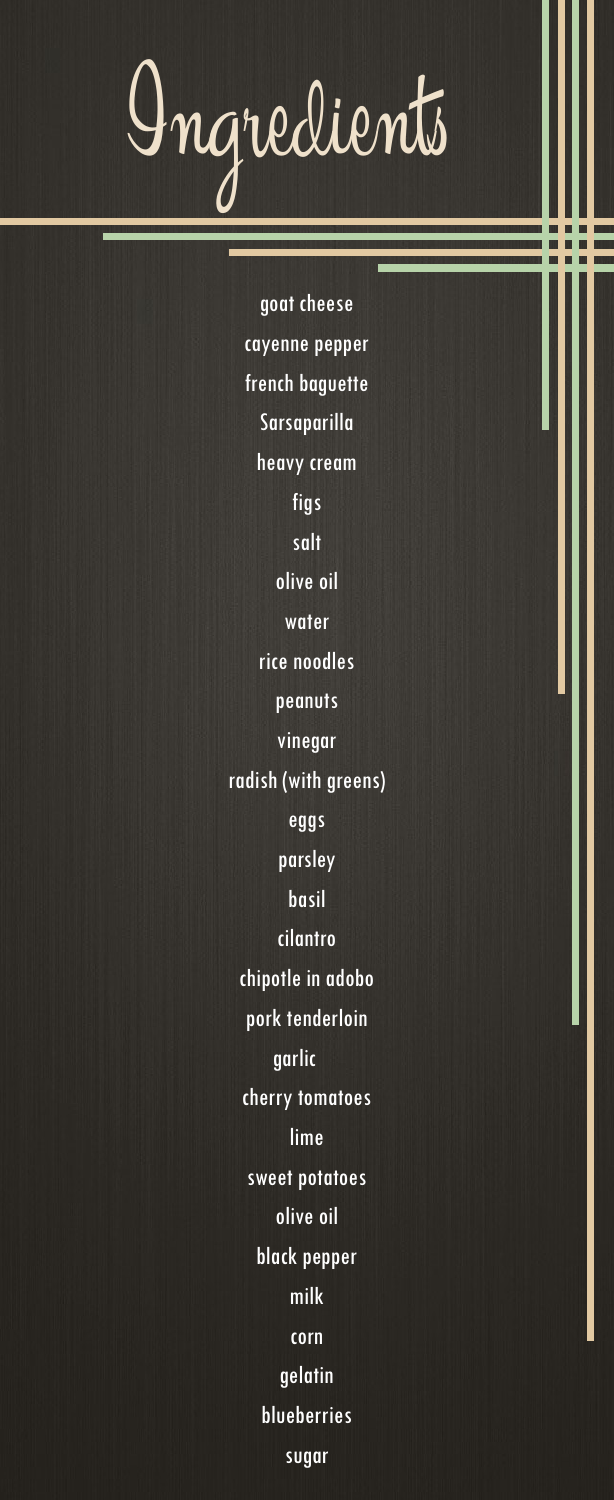# Ingredients

goat cheese

cayenne pepper

french baguette

Sarsaparilla

heavy cream

figs

salt

olive oil

water

rice noodles

peanuts

vinegar

radish (with greens)

eggs

parsley

basil

cilantro

chipotle in adobo

pork tenderloin

garlic

cherry tomatoes

lime

sweet potatoes

olive oil

black pepper

milk

corn

gelatin

blueberries

sugar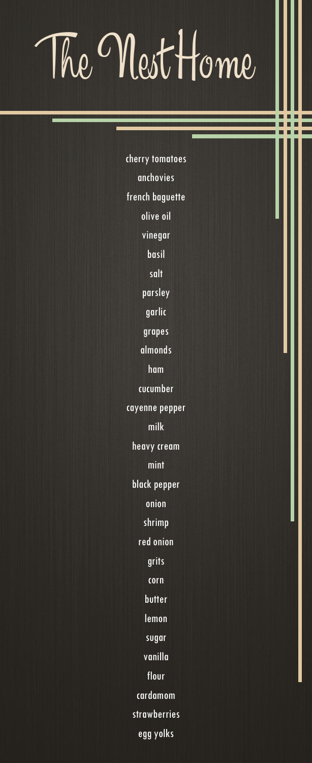# The Nest Home

cherry tomatoes

anchovies

french baguette

olive oil

vinegar

basil

salt

parsley

garlic

grapes

almonds

ham

cucumber

cayenne pepper

milk

heavy cream

mint

black pepper

onion

shrimp

red onion

grits

corn

butter

lemon

sugar

vanilla

flour

cardamom

strawberries

egg yolks